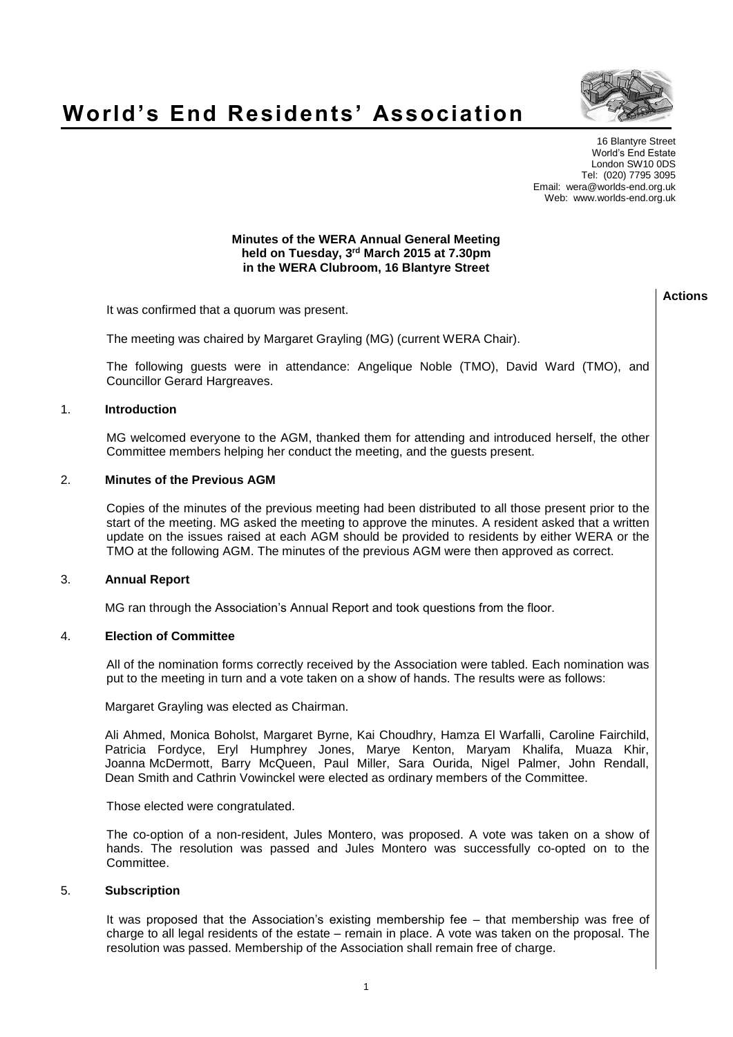# World's End Residents' Association

16 Blantyre Street
World's End Estate
London SW10 0DS
Tel: (020) 7795 3095
Email: wera@worlds-end.org.uk
Web: www.worlds-end.org.uk

**Minutes of the WERA Annual General Meeting held on Tuesday, 3rd March 2015 at 7.30pm in the WERA Clubroom, 16 Blantyre Street**

**Actions**

It was confirmed that a quorum was present.

The meeting was chaired by Margaret Grayling (MG) (current WERA Chair).

The following guests were in attendance: Angelique Noble (TMO), David Ward (TMO), and Councillor Gerard Hargreaves.

## 1. Introduction

MG welcomed everyone to the AGM, thanked them for attending and introduced herself, the other Committee members helping her conduct the meeting, and the guests present.

## 2. Minutes of the Previous AGM

Copies of the minutes of the previous meeting had been distributed to all those present prior to the start of the meeting. MG asked the meeting to approve the minutes. A resident asked that a written update on the issues raised at each AGM should be provided to residents by either WERA or the TMO at the following AGM. The minutes of the previous AGM were then approved as correct.

## 3. Annual Report

MG ran through the Association's Annual Report and took questions from the floor.

## 4. Election of Committee

All of the nomination forms correctly received by the Association were tabled. Each nomination was put to the meeting in turn and a vote taken on a show of hands. The results were as follows:

Margaret Grayling was elected as Chairman.

Ali Ahmed, Monica Boholst, Margaret Byrne, Kai Choudhry, Hamza El Warfalli, Caroline Fairchild, Patricia Fordyce, Eryl Humphrey Jones, Marye Kenton, Maryam Khalifa, Muaza Khir, Joanna McDermott, Barry McQueen, Paul Miller, Sara Ourida, Nigel Palmer, John Rendall, Dean Smith and Cathrin Vowinckel were elected as ordinary members of the Committee.

Those elected were congratulated.

The co-option of a non-resident, Jules Montero, was proposed. A vote was taken on a show of hands. The resolution was passed and Jules Montero was successfully co-opted on to the Committee.

## 5. Subscription

It was proposed that the Association's existing membership fee – that membership was free of charge to all legal residents of the estate – remain in place. A vote was taken on the proposal. The resolution was passed. Membership of the Association shall remain free of charge.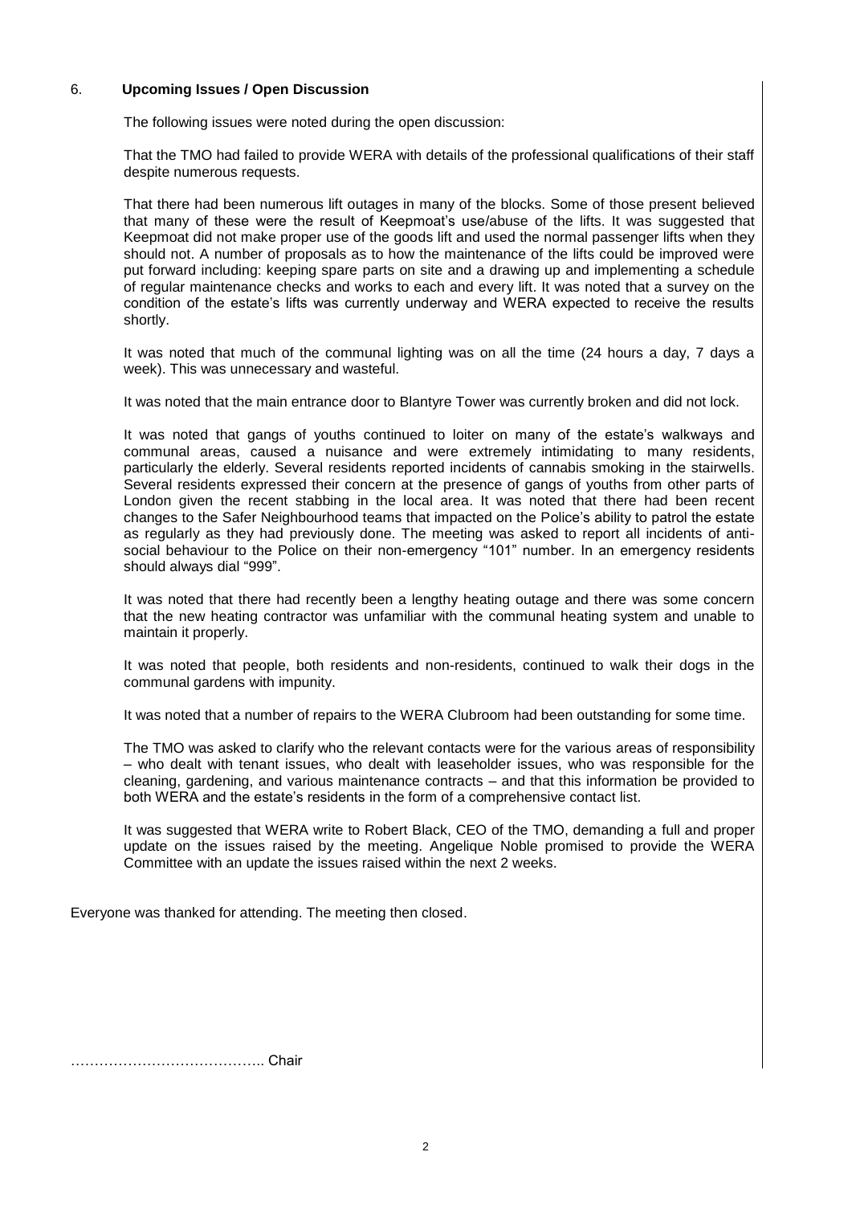## 6. Upcoming Issues / Open Discussion

The following issues were noted during the open discussion:

That the TMO had failed to provide WERA with details of the professional qualifications of their staff despite numerous requests.

That there had been numerous lift outages in many of the blocks. Some of those present believed that many of these were the result of Keepmoat's use/abuse of the lifts. It was suggested that Keepmoat did not make proper use of the goods lift and used the normal passenger lifts when they should not. A number of proposals as to how the maintenance of the lifts could be improved were put forward including: keeping spare parts on site and a drawing up and implementing a schedule of regular maintenance checks and works to each and every lift. It was noted that a survey on the condition of the estate's lifts was currently underway and WERA expected to receive the results shortly.

It was noted that much of the communal lighting was on all the time (24 hours a day, 7 days a week). This was unnecessary and wasteful.

It was noted that the main entrance door to Blantyre Tower was currently broken and did not lock.

It was noted that gangs of youths continued to loiter on many of the estate's walkways and communal areas, caused a nuisance and were extremely intimidating to many residents, particularly the elderly. Several residents reported incidents of cannabis smoking in the stairwells. Several residents expressed their concern at the presence of gangs of youths from other parts of London given the recent stabbing in the local area. It was noted that there had been recent changes to the Safer Neighbourhood teams that impacted on the Police's ability to patrol the estate as regularly as they had previously done. The meeting was asked to report all incidents of anti-social behaviour to the Police on their non-emergency "101" number. In an emergency residents should always dial "999".

It was noted that there had recently been a lengthy heating outage and there was some concern that the new heating contractor was unfamiliar with the communal heating system and unable to maintain it properly.

It was noted that people, both residents and non-residents, continued to walk their dogs in the communal gardens with impunity.

It was noted that a number of repairs to the WERA Clubroom had been outstanding for some time.

The TMO was asked to clarify who the relevant contacts were for the various areas of responsibility – who dealt with tenant issues, who dealt with leaseholder issues, who was responsible for the cleaning, gardening, and various maintenance contracts – and that this information be provided to both WERA and the estate's residents in the form of a comprehensive contact list.

It was suggested that WERA write to Robert Black, CEO of the TMO, demanding a full and proper update on the issues raised by the meeting. Angelique Noble promised to provide the WERA Committee with an update the issues raised within the next 2 weeks.

Everyone was thanked for attending. The meeting then closed.

………………………………….. Chair